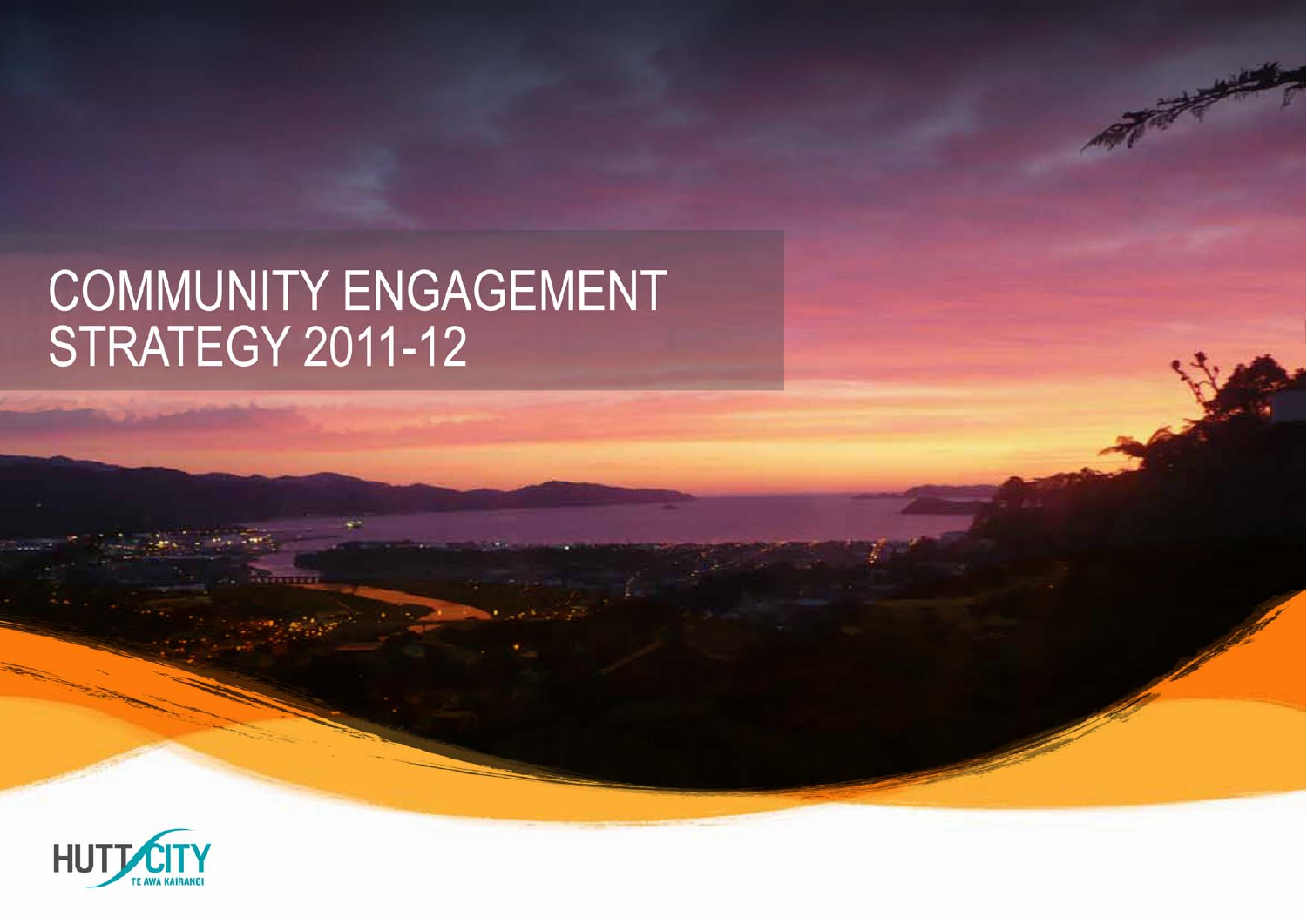# COMMUNITY ENGAGEMENT STRATEGY 2011-12

HUTT CITY

TE AWA KAIRANGI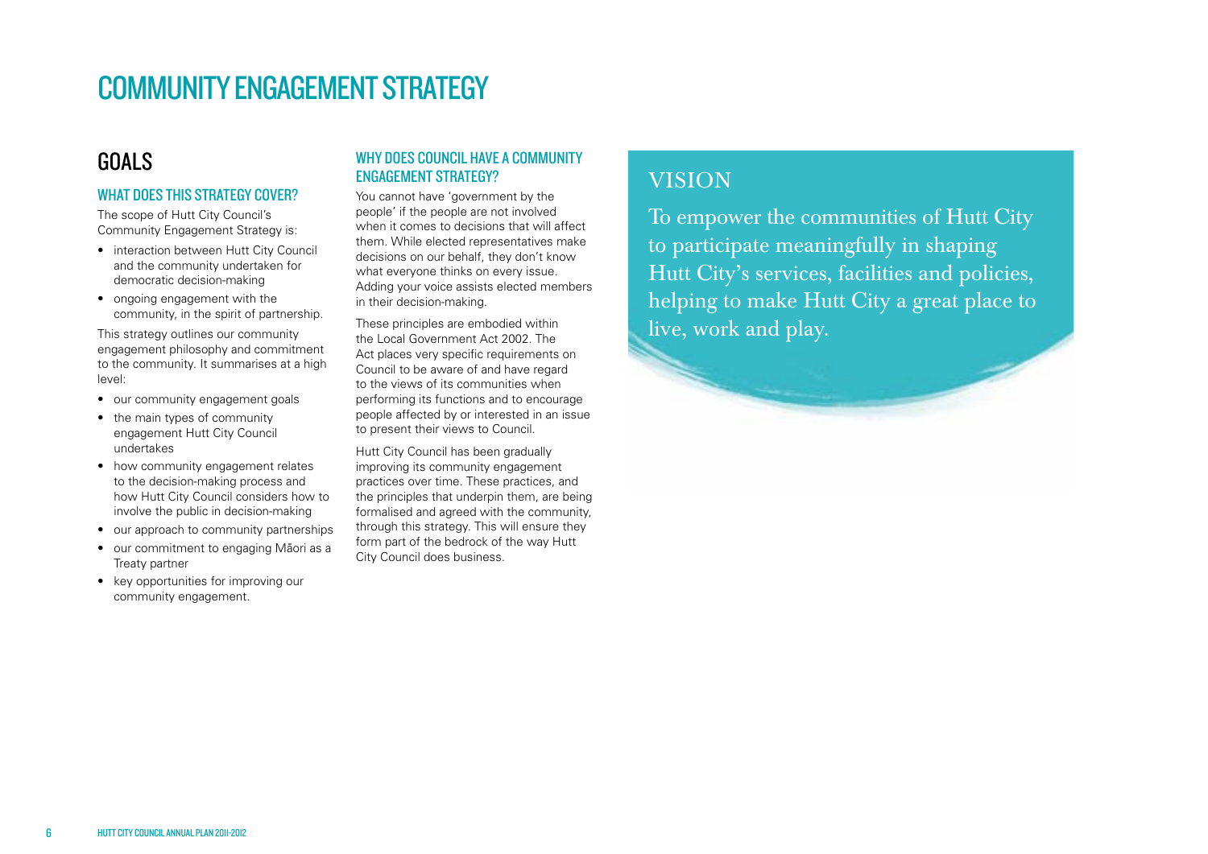# COMMUNITY ENGAGEMENT STRATEGY

## GOALS

### WHAT DOES THIS STRATEGY COVER?

The scope of Hutt City Council's Community Engagement Strategy is:

- interaction between Hutt City Council and the community undertaken for democratic decision-making
- ongoing engagement with the community, in the spirit of partnership.

This strategy outlines our community engagement philosophy and commitment to the community. It summarises at a high level:

- our community engagement goals
- the main types of community engagement Hutt City Council undertakes
- how community engagement relates to the decision-making process and how Hutt City Council considers how to involve the public in decision-making
- our approach to community partnerships
- our commitment to engaging Māori as a Treaty partner
- key opportunities for improving our community engagement.

### WHY DOES COUNCIL HAVE A COMMUNITY ENGAGEMENT STRATEGY?

You cannot have 'government by the people' if the people are not involved when it comes to decisions that will affect them. While elected representatives make decisions on our behalf, they don't know what everyone thinks on every issue. Adding your voice assists elected members in their decision-making.

These principles are embodied within the Local Government Act 2002. The Act places very specific requirements on Council to be aware of and have regard to the views of its communities when performing its functions and to encourage people affected by or interested in an issue to present their views to Council.

Hutt City Council has been gradually improving its community engagement practices over time. These practices, and the principles that underpin them, are being formalised and agreed with the community, through this strategy. This will ensure they form part of the bedrock of the way Hutt City Council does business.

## VISION

To empower the communities of Hutt City to participate meaningfully in shaping Hutt City's services, facilities and policies, helping to make Hutt City a great place to live, work and play.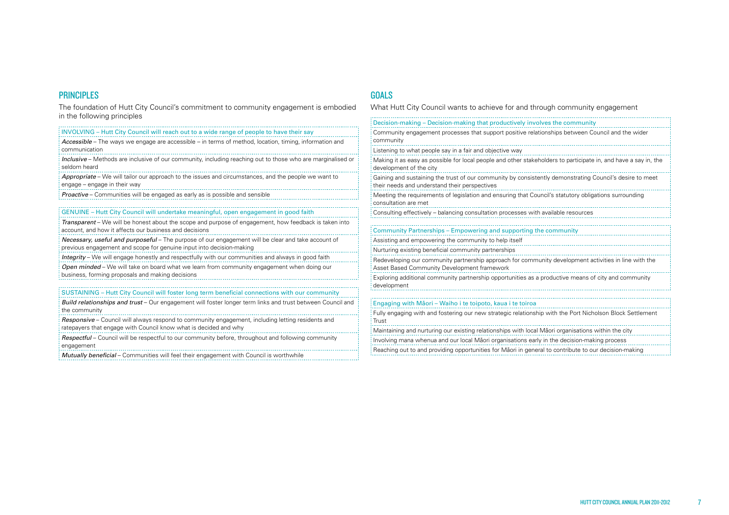## PRINCIPLES

The foundation of Hutt City Council's commitment to community engagement is embodied in the following principles

INVOLVING – Hutt City Council will reach out to a wide range of people to have their say

*Accessible* – The ways we engage are accessible – in terms of method, location, timing, information and communication

*Inclusive* – Methods are inclusive of our community, including reaching out to those who are marginalised or seldom heard

*Appropriate* – We will tailor our approach to the issues and circumstances, and the people we want to engage – engage in their way

*Proactive* – Communities will be engaged as early as is possible and sensible

GENUINE – Hutt City Council will undertake meaningful, open engagement in good faith

*Transparent* – We will be honest about the scope and purpose of engagement, how feedback is taken into account, and how it affects our business and decisions

*Necessary, useful and purposeful* – The purpose of our engagement will be clear and take account of previous engagement and scope for genuine input into decision-making

*Integrity* – We will engage honestly and respectfully with our communities and always in good faith

*Open minded* – We will take on board what we learn from community engagement when doing our business, forming proposals and making decisions

SUSTAINING – Hutt City Council will foster long term beneficial connections with our community

*Build relationships and trust* – Our engagement will foster longer term links and trust between Council and the community

*Responsive* – Council will always respond to community engagement, including letting residents and ratepayers that engage with Council know what is decided and why

*Respectful* – Council will be respectful to our community before, throughout and following community engagement

*Mutually beneficial* – Communities will feel their engagement with Council is worthwhile

## GOALS

What Hutt City Council wants to achieve for and through community engagement

Decision-making – Decision-making that productively involves the community

Community engagement processes that support positive relationships between Council and the wider community

Listening to what people say in a fair and objective way

Making it as easy as possible for local people and other stakeholders to participate in, and have a say in, the development of the city

Gaining and sustaining the trust of our community by consistently demonstrating Council's desire to meet their needs and understand their perspectives

Meeting the requirements of legislation and ensuring that Council's statutory obligations surrounding consultation are met

Consulting effectively – balancing consultation processes with available resources

Community Partnerships – Empowering and supporting the community

Assisting and empowering the community to help itself

Nurturing existing beneficial community partnerships

Redeveloping our community partnership approach for community development activities in line with the Asset Based Community Development framework

Exploring additional community partnership opportunities as a productive means of city and community development

Engaging with Māori – Waiho i te toipoto, kaua i te toiroa

Fully engaging with and fostering our new strategic relationship with the Port Nicholson Block Settlement Trust

Maintaining and nurturing our existing relationships with local Māori organisations within the city

Involving mana whenua and our local Māori organisations early in the decision-making process

Reaching out to and providing opportunities for Māori in general to contribute to our decision-making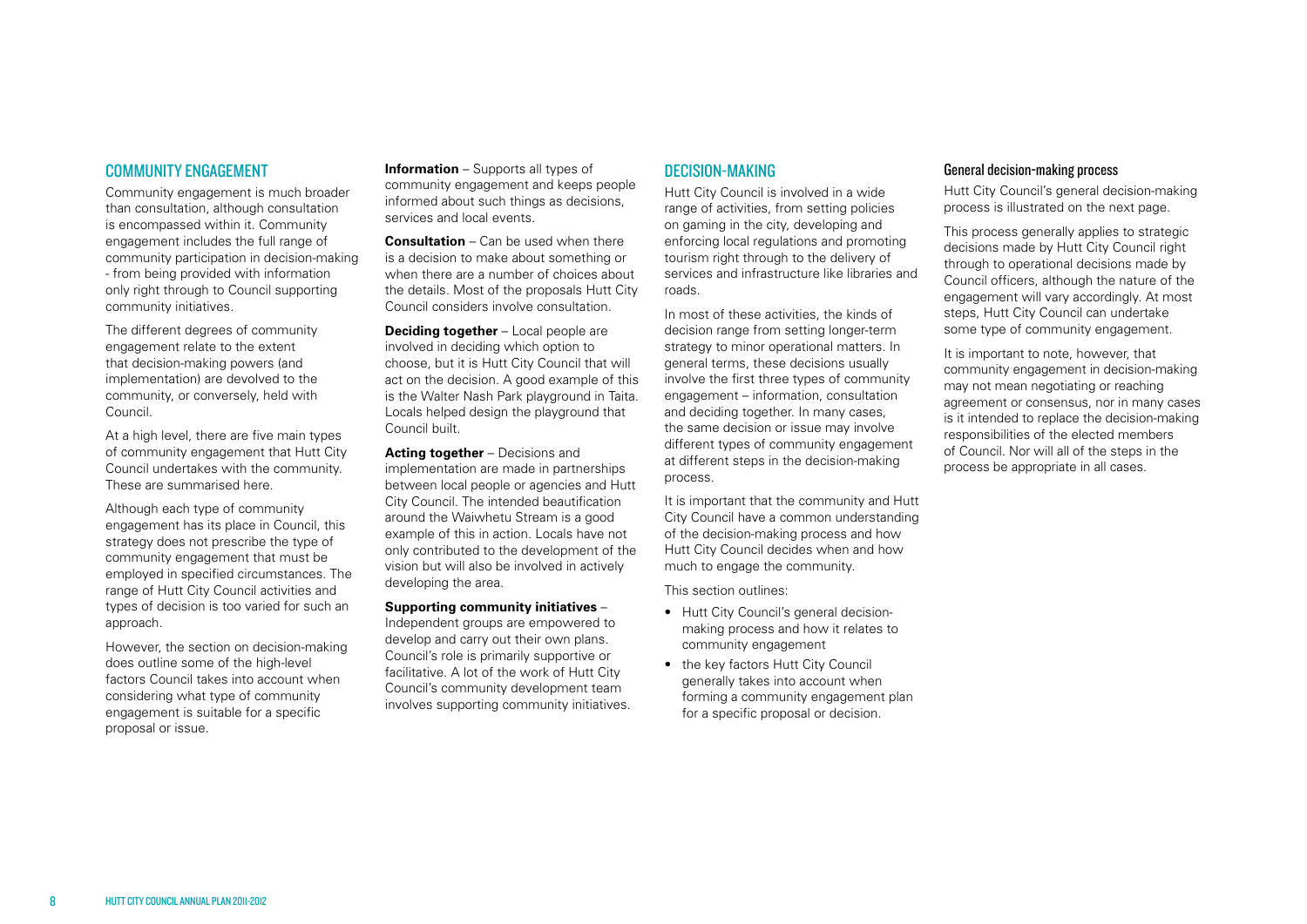## COMMUNITY ENGAGEMENT

Community engagement is much broader than consultation, although consultation is encompassed within it. Community engagement includes the full range of community participation in decision-making - from being provided with information only right through to Council supporting community initiatives.

The different degrees of community engagement relate to the extent that decision-making powers (and implementation) are devolved to the community, or conversely, held with Council.

At a high level, there are five main types of community engagement that Hutt City Council undertakes with the community. These are summarised here.

Although each type of community engagement has its place in Council, this strategy does not prescribe the type of community engagement that must be employed in specified circumstances. The range of Hutt City Council activities and types of decision is too varied for such an approach.

However, the section on decision-making does outline some of the high-level factors Council takes into account when considering what type of community engagement is suitable for a specific proposal or issue.

**Information** – Supports all types of community engagement and keeps people informed about such things as decisions, services and local events.

**Consultation** – Can be used when there is a decision to make about something or when there are a number of choices about the details. Most of the proposals Hutt City Council considers involve consultation.

**Deciding together** – Local people are involved in deciding which option to choose, but it is Hutt City Council that will act on the decision. A good example of this is the Walter Nash Park playground in Taita. Locals helped design the playground that Council built.

**Acting together** – Decisions and implementation are made in partnerships between local people or agencies and Hutt City Council. The intended beautification around the Waiwhetu Stream is a good example of this in action. Locals have not only contributed to the development of the vision but will also be involved in actively developing the area.

**Supporting community initiatives** – Independent groups are empowered to develop and carry out their own plans. Council's role is primarily supportive or facilitative. A lot of the work of Hutt City Council's community development team involves supporting community initiatives.

## DECISION-MAKING

Hutt City Council is involved in a wide range of activities, from setting policies on gaming in the city, developing and enforcing local regulations and promoting tourism right through to the delivery of services and infrastructure like libraries and roads.

In most of these activities, the kinds of decision range from setting longer-term strategy to minor operational matters. In general terms, these decisions usually involve the first three types of community engagement – information, consultation and deciding together. In many cases, the same decision or issue may involve different types of community engagement at different steps in the decision-making process.

It is important that the community and Hutt City Council have a common understanding of the decision-making process and how Hutt City Council decides when and how much to engage the community.

This section outlines:

- Hutt City Council's general decision-making process and how it relates to community engagement
- the key factors Hutt City Council generally takes into account when forming a community engagement plan for a specific proposal or decision.

### General decision-making process

Hutt City Council's general decision-making process is illustrated on the next page.

This process generally applies to strategic decisions made by Hutt City Council right through to operational decisions made by Council officers, although the nature of the engagement will vary accordingly. At most steps, Hutt City Council can undertake some type of community engagement.

It is important to note, however, that community engagement in decision-making may not mean negotiating or reaching agreement or consensus, nor in many cases is it intended to replace the decision-making responsibilities of the elected members of Council. Nor will all of the steps in the process be appropriate in all cases.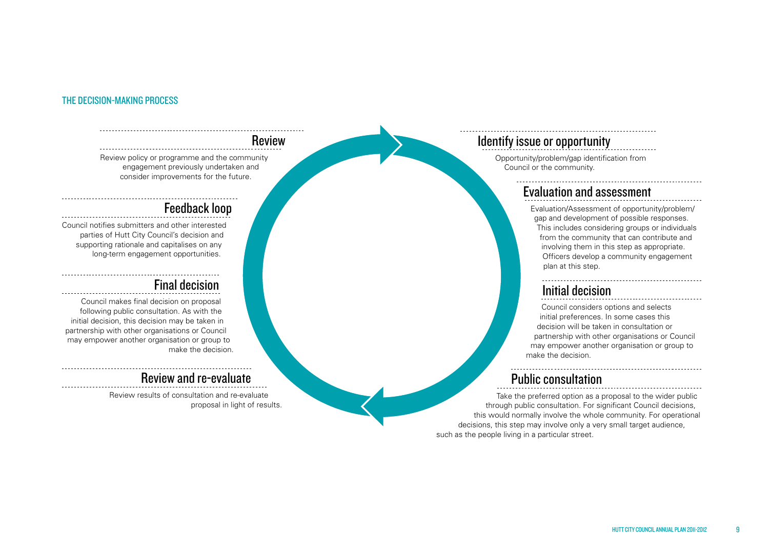## THE DECISION-MAKING PROCESS

### Identify issue or opportunity

Opportunity/problem/gap identification from Council or the community.

### Evaluation and assessment

Evaluation/Assessment of opportunity/problem/gap and development of possible responses. This includes considering groups or individuals from the community that can contribute and involving them in this step as appropriate. Officers develop a community engagement plan at this step.

### Initial decision

Council considers options and selects initial preferences. In some cases this decision will be taken in consultation or partnership with other organisations or Council may empower another organisation or group to make the decision.

### Public consultation

Take the preferred option as a proposal to the wider public through public consultation. For significant Council decisions, this would normally involve the whole community. For operational decisions, this step may involve only a very small target audience, such as the people living in a particular street.

### Review and re-evaluate

Review results of consultation and re-evaluate proposal in light of results.

### Final decision

Council makes final decision on proposal following public consultation. As with the initial decision, this decision may be taken in partnership with other organisations or Council may empower another organisation or group to make the decision.

### Feedback loop

Council notifies submitters and other interested parties of Hutt City Council's decision and supporting rationale and capitalises on any long-term engagement opportunities.

### Review

Review policy or programme and the community engagement previously undertaken and consider improvements for the future.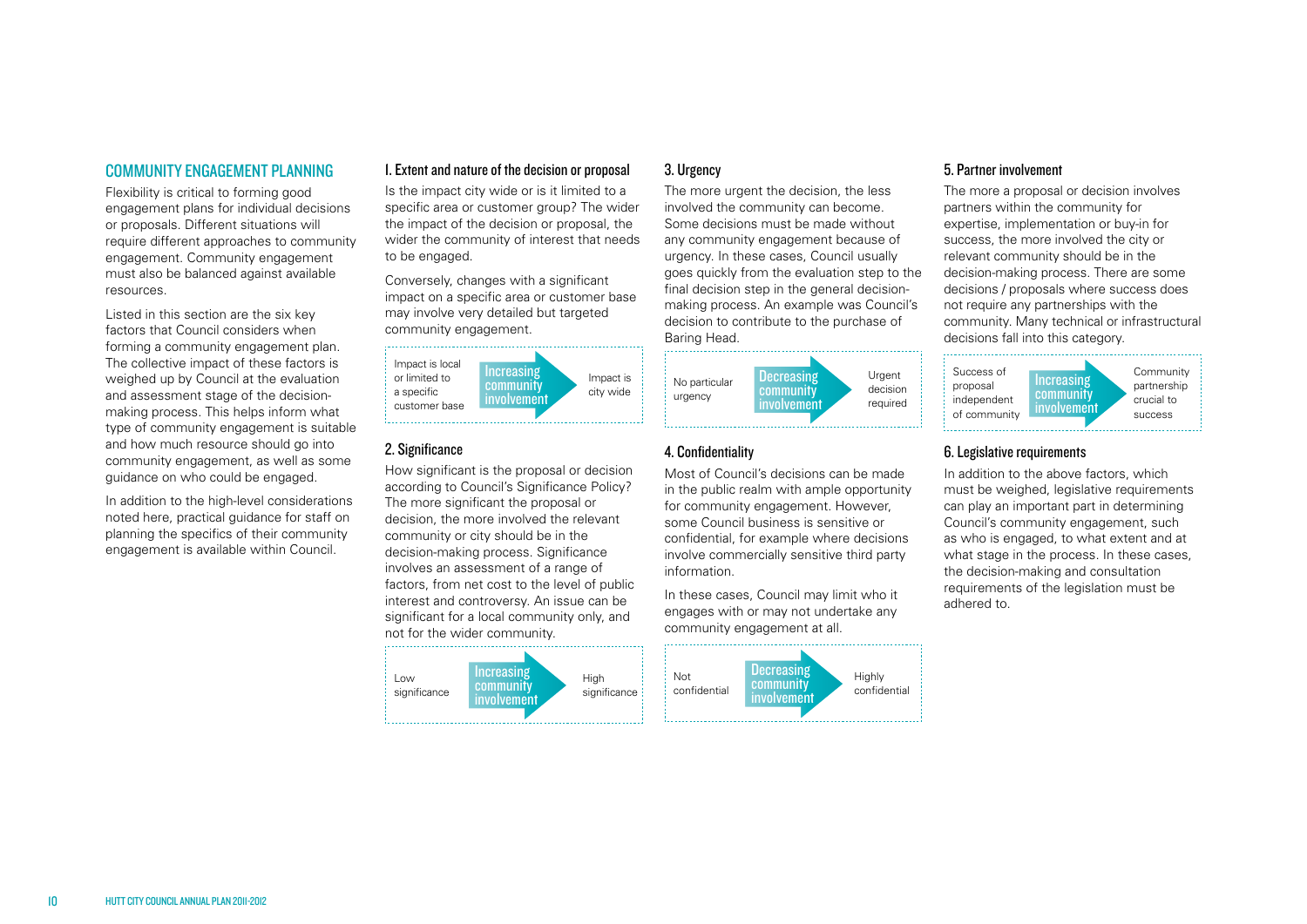## COMMUNITY ENGAGEMENT PLANNING

Flexibility is critical to forming good engagement plans for individual decisions or proposals. Different situations will require different approaches to community engagement. Community engagement must also be balanced against available resources.

Listed in this section are the six key factors that Council considers when forming a community engagement plan. The collective impact of these factors is weighed up by Council at the evaluation and assessment stage of the decision-making process. This helps inform what type of community engagement is suitable and how much resource should go into community engagement, as well as some guidance on who could be engaged.

In addition to the high-level considerations noted here, practical guidance for staff on planning the specifics of their community engagement is available within Council.

### 1. Extent and nature of the decision or proposal

Is the impact city wide or is it limited to a specific area or customer group? The wider the impact of the decision or proposal, the wider the community of interest that needs to be engaged.

Conversely, changes with a significant impact on a specific area or customer base may involve very detailed but targeted community engagement.

Impact is local or limited to a specific customer base → **Increasing community involvement** → Impact is city wide

### 2. Significance

How significant is the proposal or decision according to Council's Significance Policy? The more significant the proposal or decision, the more involved the relevant community or city should be in the decision-making process. Significance involves an assessment of a range of factors, from net cost to the level of public interest and controversy. An issue can be significant for a local community only, and not for the wider community.

Low significance → **Increasing community involvement** → High significance

### 3. Urgency

The more urgent the decision, the less involved the community can become. Some decisions must be made without any community engagement because of urgency. In these cases, Council usually goes quickly from the evaluation step to the final decision step in the general decision-making process. An example was Council's decision to contribute to the purchase of Baring Head.

No particular urgency → **Decreasing community involvement** → Urgent decision required

### 4. Confidentiality

Most of Council's decisions can be made in the public realm with ample opportunity for community engagement. However, some Council business is sensitive or confidential, for example where decisions involve commercially sensitive third party information.

In these cases, Council may limit who it engages with or may not undertake any community engagement at all.

Not confidential → **Decreasing community involvement** → Highly confidential

### 5. Partner involvement

The more a proposal or decision involves partners within the community for expertise, implementation or buy-in for success, the more involved the city or relevant community should be in the decision-making process. There are some decisions / proposals where success does not require any partnerships with the community. Many technical or infrastructural decisions fall into this category.

Success of proposal independent of community → **Increasing community involvement** → Community partnership crucial to success

### 6. Legislative requirements

In addition to the above factors, which must be weighed, legislative requirements can play an important part in determining Council's community engagement, such as who is engaged, to what extent and at what stage in the process. In these cases, the decision-making and consultation requirements of the legislation must be adhered to.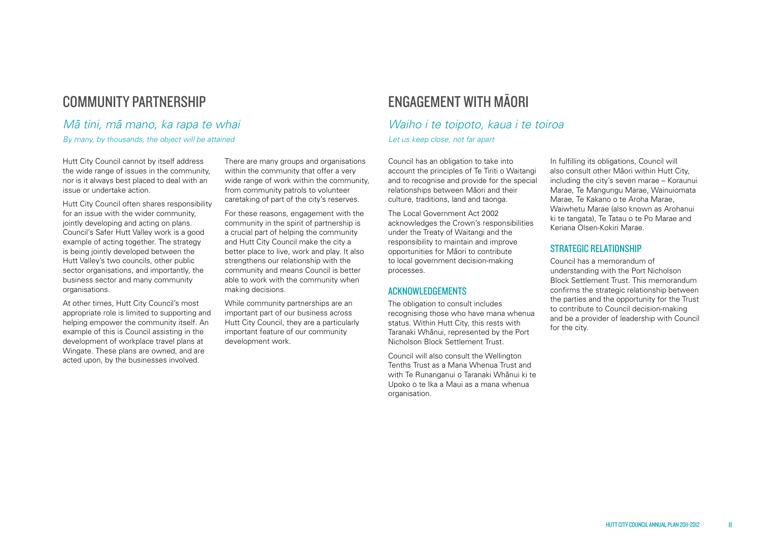# COMMUNITY PARTNERSHIP

## *Mā tini, mā mano, ka rapa te whai*

*By many, by thousands, the object will be attained*

Hutt City Council cannot by itself address the wide range of issues in the community, nor is it always best placed to deal with an issue or undertake action.

Hutt City Council often shares responsibility for an issue with the wider community, jointly developing and acting on plans. Council's Safer Hutt Valley work is a good example of acting together. The strategy is being jointly developed between the Hutt Valley's two councils, other public sector organisations, and importantly, the business sector and many community organisations.

At other times, Hutt City Council's most appropriate role is limited to supporting and helping empower the community itself. An example of this is Council assisting in the development of workplace travel plans at Wingate. These plans are owned, and are acted upon, by the businesses involved.

There are many groups and organisations within the community that offer a very wide range of work within the community, from community patrols to volunteer caretaking of part of the city's reserves.

For these reasons, engagement with the community in the spirit of partnership is a crucial part of helping the community and Hutt City Council make the city a better place to live, work and play. It also strengthens our relationship with the community and means Council is better able to work with the community when making decisions.

While community partnerships are an important part of our business across Hutt City Council, they are a particularly important feature of our community development work.

# ENGAGEMENT WITH MĀORI

## *Waiho i te toipoto, kaua i te toiroa*

*Let us keep close, not far apart*

Council has an obligation to take into account the principles of Te Tiriti o Waitangi and to recognise and provide for the special relationships between Māori and their culture, traditions, land and taonga.

The Local Government Act 2002 acknowledges the Crown's responsibilities under the Treaty of Waitangi and the responsibility to maintain and improve opportunities for Māori to contribute to local government decision-making processes.

### ACKNOWLEDGEMENTS

The obligation to consult includes recognising those who have mana whenua status. Within Hutt City, this rests with Taranaki Whānui, represented by the Port Nicholson Block Settlement Trust.

Council will also consult the Wellington Tenths Trust as a Mana Whenua Trust and with Te Runanganui o Taranaki Whānui ki te Upoko o te Ika a Maui as a mana whenua organisation.

In fulfilling its obligations, Council will also consult other Māori within Hutt City, including the city's seven marae – Koraunui Marae, Te Mangungu Marae, Wainuiomata Marae, Te Kakano o te Aroha Marae, Waiwhetu Marae (also known as Arohanui ki te tangata), Te Tatau o te Po Marae and Keriana Olsen-Kokiri Marae.

### STRATEGIC RELATIONSHIP

Council has a memorandum of understanding with the Port Nicholson Block Settlement Trust. This memorandum confirms the strategic relationship between the parties and the opportunity for the Trust to contribute to Council decision-making and be a provider of leadership with Council for the city.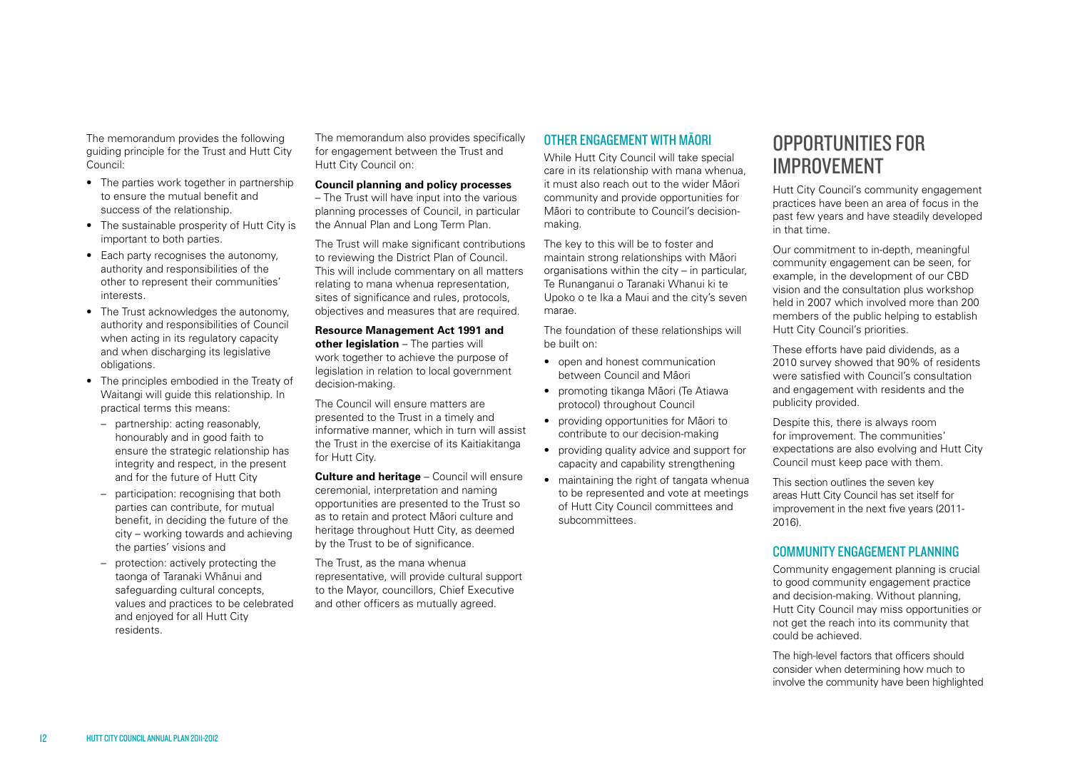The memorandum provides the following guiding principle for the Trust and Hutt City Council:

- The parties work together in partnership to ensure the mutual benefit and success of the relationship.
- The sustainable prosperity of Hutt City is important to both parties.
- Each party recognises the autonomy, authority and responsibilities of the other to represent their communities' interests.
- The Trust acknowledges the autonomy, authority and responsibilities of Council when acting in its regulatory capacity and when discharging its legislative obligations.
- The principles embodied in the Treaty of Waitangi will guide this relationship. In practical terms this means:
  - partnership: acting reasonably, honourably and in good faith to ensure the strategic relationship has integrity and respect, in the present and for the future of Hutt City
  - participation: recognising that both parties can contribute, for mutual benefit, in deciding the future of the city – working towards and achieving the parties' visions and
  - protection: actively protecting the taonga of Taranaki Whānui and safeguarding cultural concepts, values and practices to be celebrated and enjoyed for all Hutt City residents.

The memorandum also provides specifically for engagement between the Trust and Hutt City Council on:

**Council planning and policy processes** – The Trust will have input into the various planning processes of Council, in particular the Annual Plan and Long Term Plan.

The Trust will make significant contributions to reviewing the District Plan of Council. This will include commentary on all matters relating to mana whenua representation, sites of significance and rules, protocols, objectives and measures that are required.

**Resource Management Act 1991 and other legislation** – The parties will work together to achieve the purpose of legislation in relation to local government decision-making.

The Council will ensure matters are presented to the Trust in a timely and informative manner, which in turn will assist the Trust in the exercise of its Kaitiakitanga for Hutt City.

**Culture and heritage** – Council will ensure ceremonial, interpretation and naming opportunities are presented to the Trust so as to retain and protect Māori culture and heritage throughout Hutt City, as deemed by the Trust to be of significance.

The Trust, as the mana whenua representative, will provide cultural support to the Mayor, councillors, Chief Executive and other officers as mutually agreed.

### OTHER ENGAGEMENT WITH MĀORI

While Hutt City Council will take special care in its relationship with mana whenua, it must also reach out to the wider Māori community and provide opportunities for Māori to contribute to Council's decision-making.

The key to this will be to foster and maintain strong relationships with Māori organisations within the city – in particular, Te Runanganui o Taranaki Whanui ki te Upoko o te Ika a Maui and the city's seven marae.

The foundation of these relationships will be built on:

- open and honest communication between Council and Māori
- promoting tikanga Māori (Te Atiawa protocol) throughout Council
- providing opportunities for Māori to contribute to our decision-making
- providing quality advice and support for capacity and capability strengthening
- maintaining the right of tangata whenua to be represented and vote at meetings of Hutt City Council committees and subcommittees.

## OPPORTUNITIES FOR IMPROVEMENT

Hutt City Council's community engagement practices have been an area of focus in the past few years and have steadily developed in that time.

Our commitment to in-depth, meaningful community engagement can be seen, for example, in the development of our CBD vision and the consultation plus workshop held in 2007 which involved more than 200 members of the public helping to establish Hutt City Council's priorities.

These efforts have paid dividends, as a 2010 survey showed that 90% of residents were satisfied with Council's consultation and engagement with residents and the publicity provided.

Despite this, there is always room for improvement. The communities' expectations are also evolving and Hutt City Council must keep pace with them.

This section outlines the seven key areas Hutt City Council has set itself for improvement in the next five years (2011-2016).

### COMMUNITY ENGAGEMENT PLANNING

Community engagement planning is crucial to good community engagement practice and decision-making. Without planning, Hutt City Council may miss opportunities or not get the reach into its community that could be achieved.

The high-level factors that officers should consider when determining how much to involve the community have been highlighted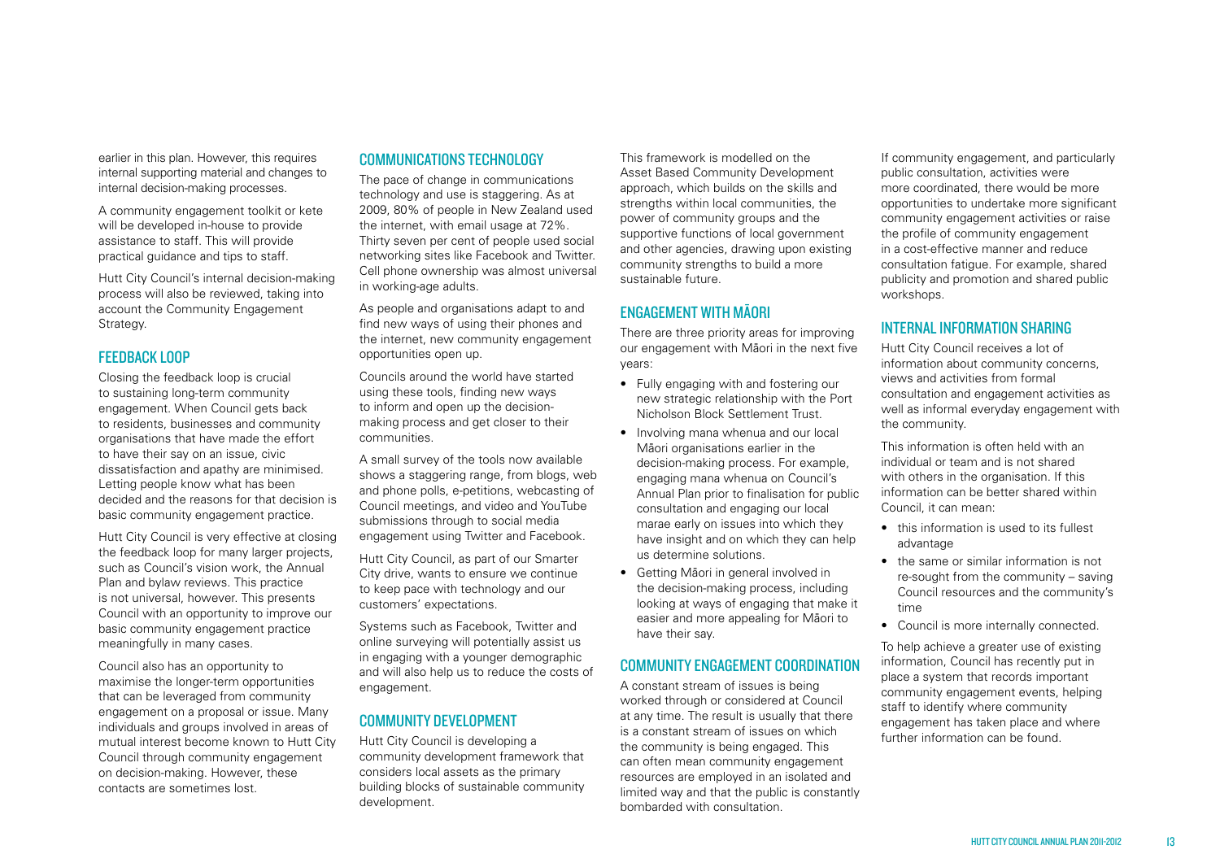earlier in this plan. However, this requires internal supporting material and changes to internal decision-making processes.

A community engagement toolkit or kete will be developed in-house to provide assistance to staff. This will provide practical guidance and tips to staff.

Hutt City Council's internal decision-making process will also be reviewed, taking into account the Community Engagement Strategy.

## FEEDBACK LOOP

Closing the feedback loop is crucial to sustaining long-term community engagement. When Council gets back to residents, businesses and community organisations that have made the effort to have their say on an issue, civic dissatisfaction and apathy are minimised. Letting people know what has been decided and the reasons for that decision is basic community engagement practice.

Hutt City Council is very effective at closing the feedback loop for many larger projects, such as Council's vision work, the Annual Plan and bylaw reviews. This practice is not universal, however. This presents Council with an opportunity to improve our basic community engagement practice meaningfully in many cases.

Council also has an opportunity to maximise the longer-term opportunities that can be leveraged from community engagement on a proposal or issue. Many individuals and groups involved in areas of mutual interest become known to Hutt City Council through community engagement on decision-making. However, these contacts are sometimes lost.

## COMMUNICATIONS TECHNOLOGY

The pace of change in communications technology and use is staggering. As at 2009, 80% of people in New Zealand used the internet, with email usage at 72%. Thirty seven per cent of people used social networking sites like Facebook and Twitter. Cell phone ownership was almost universal in working-age adults.

As people and organisations adapt to and find new ways of using their phones and the internet, new community engagement opportunities open up.

Councils around the world have started using these tools, finding new ways to inform and open up the decision-making process and get closer to their communities.

A small survey of the tools now available shows a staggering range, from blogs, web and phone polls, e-petitions, webcasting of Council meetings, and video and YouTube submissions through to social media engagement using Twitter and Facebook.

Hutt City Council, as part of our Smarter City drive, wants to ensure we continue to keep pace with technology and our customers' expectations.

Systems such as Facebook, Twitter and online surveying will potentially assist us in engaging with a younger demographic and will also help us to reduce the costs of engagement.

## COMMUNITY DEVELOPMENT

Hutt City Council is developing a community development framework that considers local assets as the primary building blocks of sustainable community development.

This framework is modelled on the Asset Based Community Development approach, which builds on the skills and strengths within local communities, the power of community groups and the supportive functions of local government and other agencies, drawing upon existing community strengths to build a more sustainable future.

## ENGAGEMENT WITH MĀORI

There are three priority areas for improving our engagement with Māori in the next five years:

- Fully engaging with and fostering our new strategic relationship with the Port Nicholson Block Settlement Trust.
- Involving mana whenua and our local Māori organisations earlier in the decision-making process. For example, engaging mana whenua on Council's Annual Plan prior to finalisation for public consultation and engaging our local marae early on issues into which they have insight and on which they can help us determine solutions.
- Getting Māori in general involved in the decision-making process, including looking at ways of engaging that make it easier and more appealing for Māori to have their say.

## COMMUNITY ENGAGEMENT COORDINATION

A constant stream of issues is being worked through or considered at Council at any time. The result is usually that there is a constant stream of issues on which the community is being engaged. This can often mean community engagement resources are employed in an isolated and limited way and that the public is constantly bombarded with consultation.

If community engagement, and particularly public consultation, activities were more coordinated, there would be more opportunities to undertake more significant community engagement activities or raise the profile of community engagement in a cost-effective manner and reduce consultation fatigue. For example, shared publicity and promotion and shared public workshops.

## INTERNAL INFORMATION SHARING

Hutt City Council receives a lot of information about community concerns, views and activities from formal consultation and engagement activities as well as informal everyday engagement with the community.

This information is often held with an individual or team and is not shared with others in the organisation. If this information can be better shared within Council, it can mean:

- this information is used to its fullest advantage
- the same or similar information is not re-sought from the community – saving Council resources and the community's time
- Council is more internally connected.

To help achieve a greater use of existing information, Council has recently put in place a system that records important community engagement events, helping staff to identify where community engagement has taken place and where further information can be found.